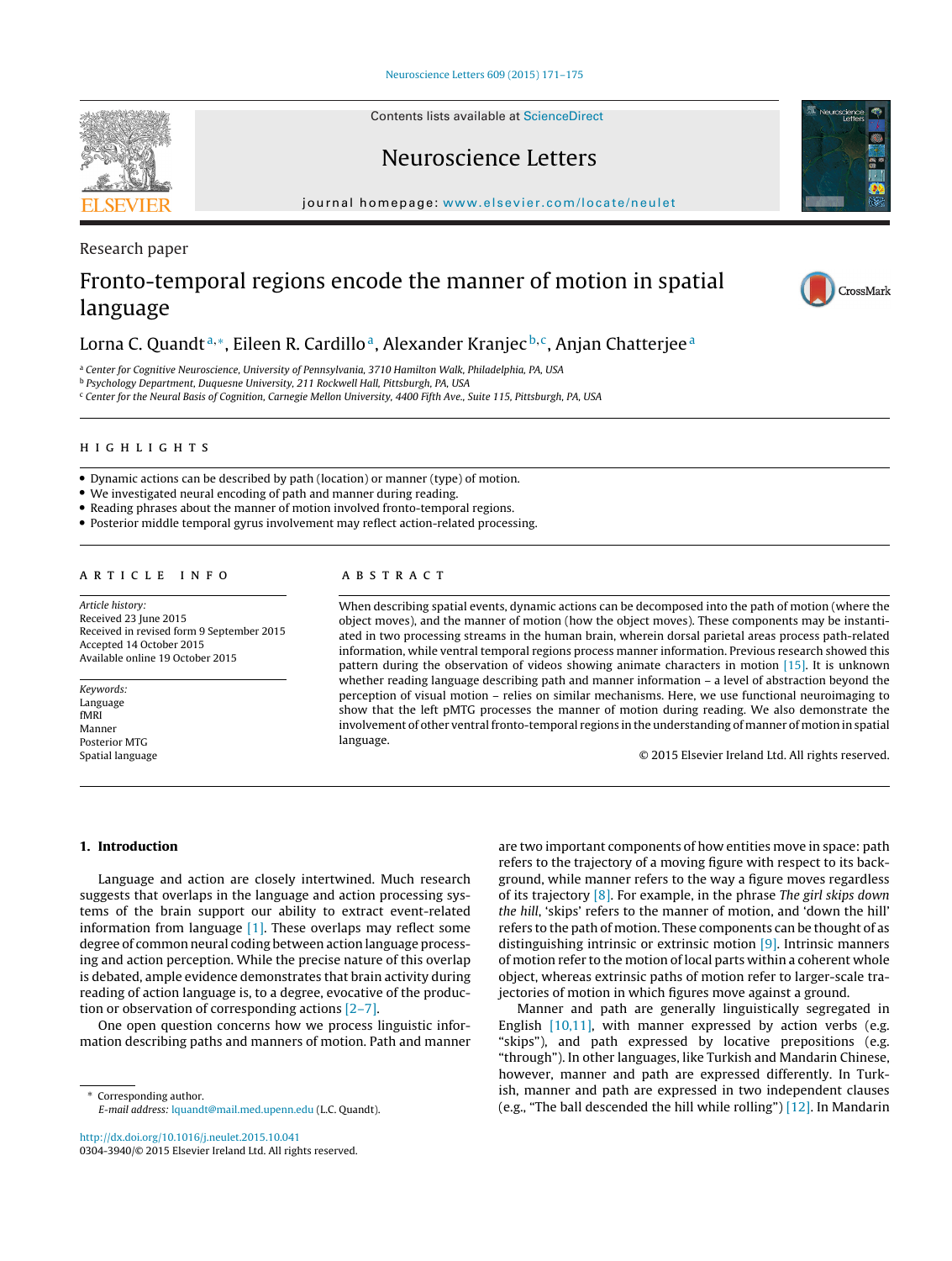Research paper

# Fronto-temporal regions encode the manner of motion in spatial language

Lorna C. Quandt[a,*], Eileen R. Cardillo[a], Alexander Kranjec[b,c], Anjan Chatterjee[a]

[a] Center for Cognitive Neuroscience, University of Pennsylvania, 3710 Hamilton Walk, Philadelphia, PA, USA
[b] Psychology Department, Duquesne University, 211 Rockwell Hall, Pittsburgh, PA, USA
[c] Center for the Neural Basis of Cognition, Carnegie Mellon University, 4400 Fifth Ave., Suite 115, Pittsburgh, PA, USA

## HIGHLIGHTS

- Dynamic actions can be described by path (location) or manner (type) of motion.
- We investigated neural encoding of path and manner during reading.
- Reading phrases about the manner of motion involved fronto-temporal regions.
- Posterior middle temporal gyrus involvement may reflect action-related processing.

## ARTICLE INFO

*Article history:*
Received 23 June 2015
Received in revised form 9 September 2015
Accepted 14 October 2015
Available online 19 October 2015

*Keywords:*
Language
fMRI
Manner
Posterior MTG
Spatial language

## ABSTRACT

When describing spatial events, dynamic actions can be decomposed into the path of motion (where the object moves), and the manner of motion (how the object moves). These components may be instantiated in two processing streams in the human brain, wherein dorsal parietal areas process path-related information, while ventral temporal regions process manner information. Previous research showed this pattern during the observation of videos showing animate characters in motion [15]. It is unknown whether reading language describing path and manner information – a level of abstraction beyond the perception of visual motion – relies on similar mechanisms. Here, we use functional neuroimaging to show that the left pMTG processes the manner of motion during reading. We also demonstrate the involvement of other ventral fronto-temporal regions in the understanding of manner of motion in spatial language.

© 2015 Elsevier Ireland Ltd. All rights reserved.

## 1. Introduction

Language and action are closely intertwined. Much research suggests that overlaps in the language and action processing systems of the brain support our ability to extract event-related information from language [1]. These overlaps may reflect some degree of common neural coding between action language processing and action perception. While the precise nature of this overlap is debated, ample evidence demonstrates that brain activity during reading of action language is, to a degree, evocative of the production or observation of corresponding actions [2–7].

One open question concerns how we process linguistic information describing paths and manners of motion. Path and manner are two important components of how entities move in space: path refers to the trajectory of a moving figure with respect to its background, while manner refers to the way a figure moves regardless of its trajectory [8]. For example, in the phrase *The girl skips down the hill*, 'skips' refers to the manner of motion, and 'down the hill' refers to the path of motion. These components can be thought of as distinguishing intrinsic or extrinsic motion [9]. Intrinsic manners of motion refer to the motion of local parts within a coherent whole object, whereas extrinsic paths of motion refer to larger-scale trajectories of motion in which figures move against a ground.

Manner and path are generally linguistically segregated in English [10,11], with manner expressed by action verbs (e.g. "skips"), and path expressed by locative prepositions (e.g. "through"). In other languages, like Turkish and Mandarin Chinese, however, manner and path are expressed differently. In Turkish, manner and path are expressed in two independent clauses (e.g., "The ball descended the hill while rolling") [12]. In Mandarin

* Corresponding author.
*E-mail address:* lquandt@mail.med.upenn.edu (L.C. Quandt).

http://dx.doi.org/10.1016/j.neulet.2015.10.041
0304-3940/© 2015 Elsevier Ireland Ltd. All rights reserved.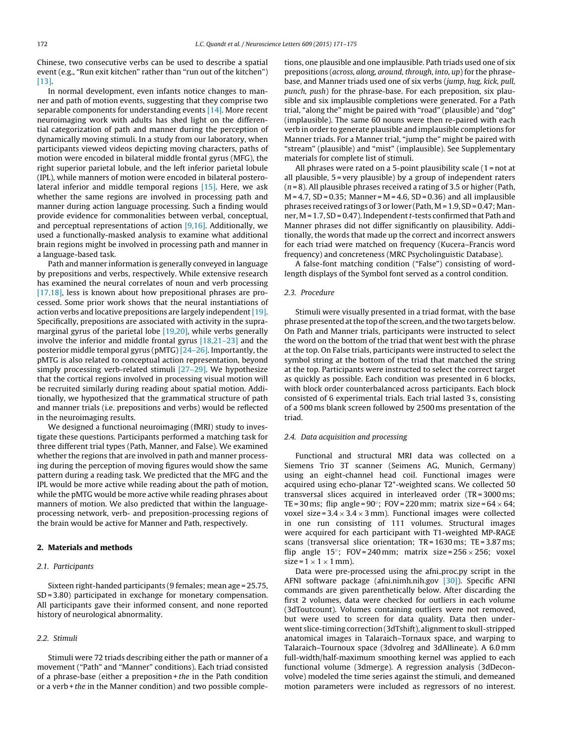Chinese, two consecutive verbs can be used to describe a spatial event (e.g., "Run exit kitchen" rather than "run out of the kitchen") [13].

In normal development, even infants notice changes to manner and path of motion events, suggesting that they comprise two separable components for understanding events [14]. More recent neuroimaging work with adults has shed light on the differential categorization of path and manner during the perception of dynamically moving stimuli. In a study from our laboratory, when participants viewed videos depicting moving characters, paths of motion were encoded in bilateral middle frontal gyrus (MFG), the right superior parietal lobule, and the left inferior parietal lobule (IPL), while manners of motion were encoded in bilateral posterolateral inferior and middle temporal regions [15]. Here, we ask whether the same regions are involved in processing path and manner during action language processing. Such a finding would provide evidence for commonalities between verbal, conceptual, and perceptual representations of action [9,16]. Additionally, we used a functionally-masked analysis to examine what additional brain regions might be involved in processing path and manner in a language-based task.

Path and manner information is generally conveyed in language by prepositions and verbs, respectively. While extensive research has examined the neural correlates of noun and verb processing [17,18], less is known about how prepositional phrases are processed. Some prior work shows that the neural instantiations of action verbs and locative prepositions are largely independent [19]. Specifically, prepositions are associated with activity in the supramarginal gyrus of the parietal lobe [19,20], while verbs generally involve the inferior and middle frontal gyrus [18,21–23] and the posterior middle temporal gyrus (pMTG) [24–26]. Importantly, the pMTG is also related to conceptual action representation, beyond simply processing verb-related stimuli [27–29]. We hypothesize that the cortical regions involved in processing visual motion will be recruited similarly during reading about spatial motion. Additionally, we hypothesized that the grammatical structure of path and manner trials (i.e. prepositions and verbs) would be reflected in the neuroimaging results.

We designed a functional neuroimaging (fMRI) study to investigate these questions. Participants performed a matching task for three different trial types (Path, Manner, and False). We examined whether the regions that are involved in path and manner processing during the perception of moving figures would show the same pattern during a reading task. We predicted that the MFG and the IPL would be more active while reading about the path of motion, while the pMTG would be more active while reading phrases about manners of motion. We also predicted that within the language-processing network, verb- and preposition-processing regions of the brain would be active for Manner and Path, respectively.

## 2. Materials and methods

### 2.1. Participants

Sixteen right-handed participants (9 females; mean age = 25.75, SD = 3.80) participated in exchange for monetary compensation. All participants gave their informed consent, and none reported history of neurological abnormality.

### 2.2. Stimuli

Stimuli were 72 triads describing either the path or manner of a movement ("Path" and "Manner" conditions). Each triad consisted of a phrase-base (either a preposition + *the* in the Path condition or a verb + *the* in the Manner condition) and two possible completions, one plausible and one implausible. Path triads used one of six prepositions (*across, along, around, through, into, up*) for the phrase-base, and Manner triads used one of six verbs (*jump, hug, kick, pull, punch, push*) for the phrase-base. For each preposition, six plausible and six implausible completions were generated. For a Path trial, "along the" might be paired with "road" (plausible) and "dog" (implausible). The same 60 nouns were then re-paired with each verb in order to generate plausible and implausible completions for Manner triads. For a Manner trial, "jump the" might be paired with "stream" (plausible) and "mist" (implausible). See Supplementary materials for complete list of stimuli.

All phrases were rated on a 5-point plausibility scale (1 = not at all plausible, 5 = very plausible) by a group of independent raters ($n = 8$). All plausible phrases received a rating of 3.5 or higher (Path, M = 4.7, SD = 0.35; Manner = M = 4.6, SD = 0.36) and all implausible phrases received ratings of 3 or lower (Path, M = 1.9, SD = 0.47; Manner, M = 1.7, SD = 0.47). Independent *t*-tests confirmed that Path and Manner phrases did not differ significantly on plausibility. Additionally, the words that made up the correct and incorrect answers for each triad were matched on frequency (Kucera–Francis word frequency) and concreteness (MRC Psycholinguistic Database).

A false-font matching condition ("False") consisting of word-length displays of the Symbol font served as a control condition.

### 2.3. Procedure

Stimuli were visually presented in a triad format, with the base phrase presented at the top of the screen, and the two targets below. On Path and Manner trials, participants were instructed to select the word on the bottom of the triad that went best with the phrase at the top. On False trials, participants were instructed to select the symbol string at the bottom of the triad that matched the string at the top. Participants were instructed to select the correct target as quickly as possible. Each condition was presented in 6 blocks, with block order counterbalanced across participants. Each block consisted of 6 experimental trials. Each trial lasted 3 s, consisting of a 500 ms blank screen followed by 2500 ms presentation of the triad.

### 2.4. Data acquisition and processing

Functional and structural MRI data was collected on a Siemens Trio 3T scanner (Seimens AG, Munich, Germany) using an eight-channel head coil. Functional images were acquired using echo-planar T2*-weighted scans. We collected 50 transversal slices acquired in interleaved order (TR = 3000 ms; TE = 30 ms; flip angle = 90°; FOV = 220 mm; matrix size = $64 \times 64$; voxel size = $3.4 \times 3.4 \times 3$ mm). Functional images were collected in one run consisting of 111 volumes. Structural images were acquired for each participant with T1-weighted MP-RAGE scans (transversal slice orientation; TR = 1630 ms; TE = 3.87 ms; flip angle 15°; FOV = 240 mm; matrix size = $256 \times 256$; voxel size = $1 \times 1 \times 1$ mm).

Data were pre-processed using the afni_proc.py script in the AFNI software package (afni.nimh.nih.gov [30]). Specific AFNI commands are given parenthetically below. After discarding the first 2 volumes, data were checked for outliers in each volume (3dToutcount). Volumes containing outliers were not removed, but were used to screen for data quality. Data then underwent slice-timing correction (3dTshift), alignment to skull-stripped anatomical images in Talaraich–Tornaux space, and warping to Talaraich–Tournoux space (3dvolreg and 3dAllineate). A 6.0 mm full-width/half-maximum smoothing kernel was applied to each functional volume (3dmerge). A regression analysis (3dDeconvolve) modeled the time series against the stimuli, and demeaned motion parameters were included as regressors of no interest.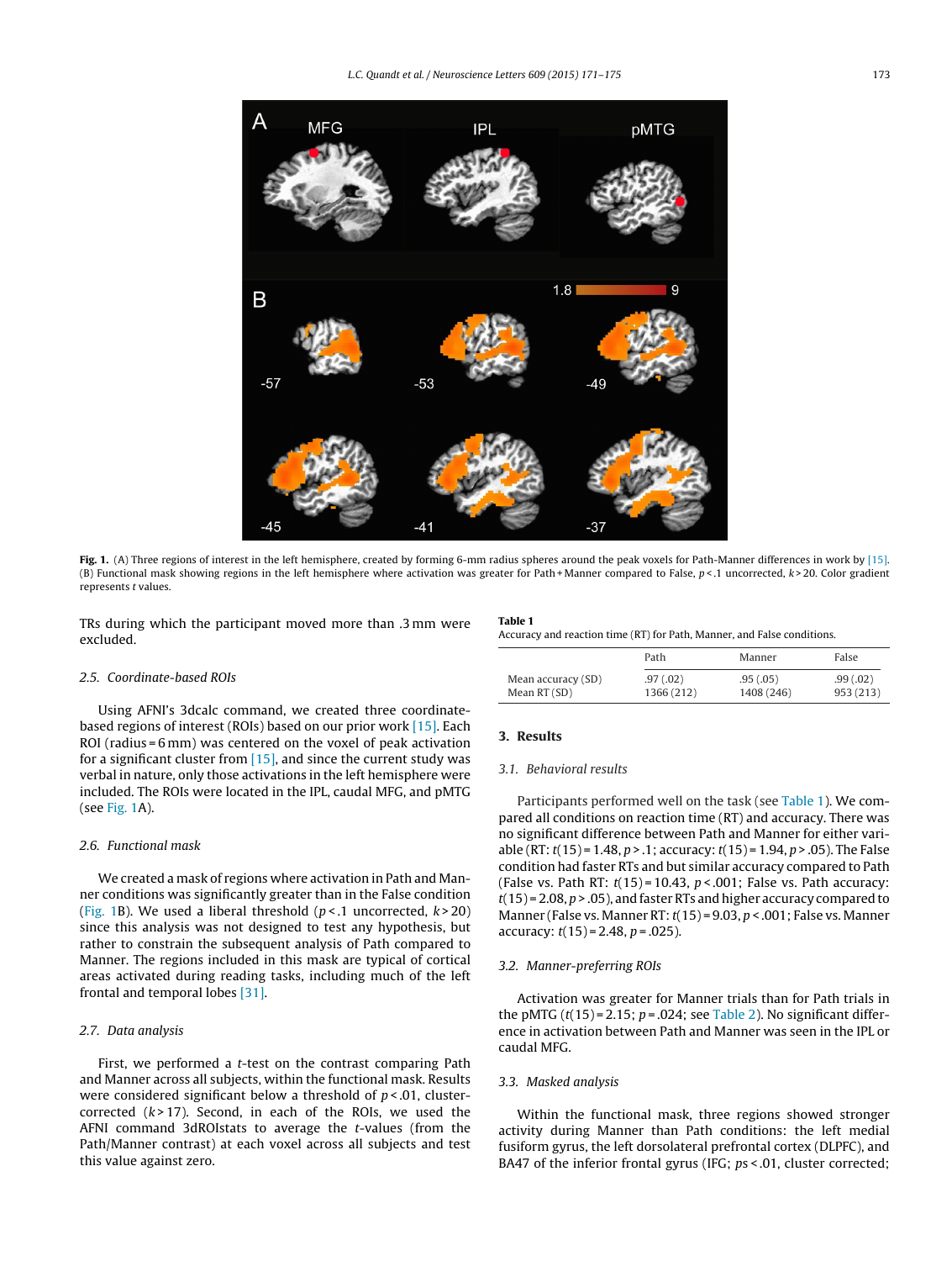**Fig. 1.** (A) Three regions of interest in the left hemisphere, created by forming 6-mm radius spheres around the peak voxels for Path-Manner differences in work by [15]. (B) Functional mask showing regions in the left hemisphere where activation was greater for Path + Manner compared to False, $p < .1$ uncorrected, $k > 20$. Color gradient represents $t$ values.

TRs during which the participant moved more than .3 mm were excluded.

### 2.5. Coordinate-based ROIs

Using AFNI's 3dcalc command, we created three coordinate-based regions of interest (ROIs) based on our prior work [15]. Each ROI (radius = 6 mm) was centered on the voxel of peak activation for a significant cluster from [15], and since the current study was verbal in nature, only those activations in the left hemisphere were included. The ROIs were located in the IPL, caudal MFG, and pMTG (see Fig. 1A).

### 2.6. Functional mask

We created a mask of regions where activation in Path and Manner conditions was significantly greater than in the False condition (Fig. 1B). We used a liberal threshold ($p < .1$ uncorrected, $k > 20$) since this analysis was not designed to test any hypothesis, but rather to constrain the subsequent analysis of Path compared to Manner. The regions included in this mask are typical of cortical areas activated during reading tasks, including much of the left frontal and temporal lobes [31].

### 2.7. Data analysis

First, we performed a $t$-test on the contrast comparing Path and Manner across all subjects, within the functional mask. Results were considered significant below a threshold of $p < .01$, cluster-corrected ($k > 17$). Second, in each of the ROIs, we used the AFNI command 3dROIstats to average the $t$-values (from the Path/Manner contrast) at each voxel across all subjects and test this value against zero.

**Table 1**
Accuracy and reaction time (RT) for Path, Manner, and False conditions.

| | Path | Manner | False |
|---|---|---|---|
| Mean accuracy (SD) | .97 (.02) | .95 (.05) | .99 (.02) |
| Mean RT (SD) | 1366 (212) | 1408 (246) | 953 (213) |

## 3. Results

### 3.1. Behavioral results

Participants performed well on the task (see Table 1). We compared all conditions on reaction time (RT) and accuracy. There was no significant difference between Path and Manner for either variable (RT: $t(15) = 1.48$, $p > .1$; accuracy: $t(15) = 1.94$, $p > .05$). The False condition had faster RTs and but similar accuracy compared to Path (False vs. Path RT: $t(15) = 10.43$, $p < .001$; False vs. Path accuracy: $t(15) = 2.08$, $p > .05$), and faster RTs and higher accuracy compared to Manner (False vs. Manner RT: $t(15) = 9.03$, $p < .001$; False vs. Manner accuracy: $t(15) = 2.48$, $p = .025$).

### 3.2. Manner-preferring ROIs

Activation was greater for Manner trials than for Path trials in the pMTG ($t(15) = 2.15$; $p = .024$; see Table 2). No significant difference in activation between Path and Manner was seen in the IPL or caudal MFG.

### 3.3. Masked analysis

Within the functional mask, three regions showed stronger activity during Manner than Path conditions: the left medial fusiform gyrus, the left dorsolateral prefrontal cortex (DLPFC), and BA47 of the inferior frontal gyrus (IFG; $ps < .01$, cluster corrected;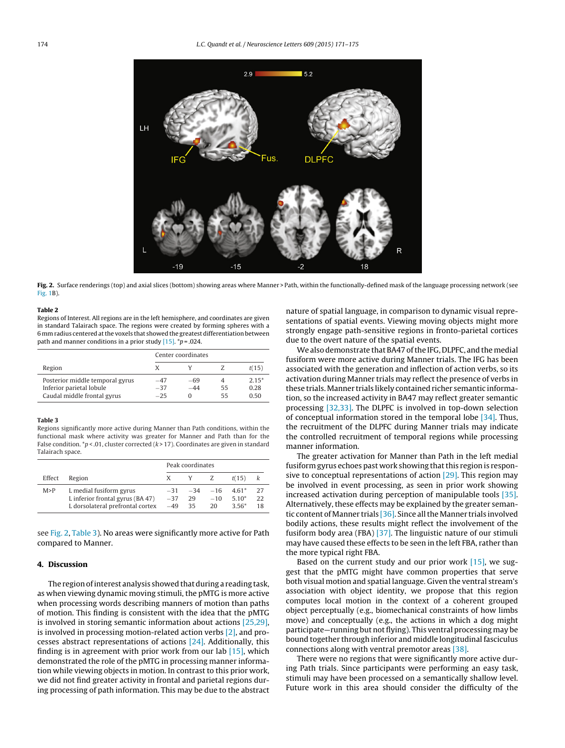**Fig. 2.** Surface renderings (top) and axial slices (bottom) showing areas where Manner > Path, within the functionally-defined mask of the language processing network (see Fig. 1B).

**Table 2**
Regions of Interest. All regions are in the left hemisphere, and coordinates are given in standard Talairach space. The regions were created by forming spheres with a 6 mm radius centered at the voxels that showed the greatest differentiation between path and manner conditions in a prior study [15]. *p = .024.

| Region | Center coordinates | | | |
|---|---|---|---|---|
| | X | Y | Z | t(15) |
| Posterior middle temporal gyrus | −47 | −69 | 4 | 2.15* |
| Inferior parietal lobule | −37 | −44 | 55 | 0.28 |
| Caudal middle frontal gyrus | −25 | 0 | 55 | 0.50 |

**Table 3**
Regions significantly more active during Manner than Path conditions, within the functional mask where activity was greater for Manner and Path than for the False condition. *p < .01, cluster corrected (k > 17). Coordinates are given in standard Talairach space.

| Effect | Region | Peak coordinates | | | | |
|---|---|---|---|---|---|---|
| | | X | Y | Z | t(15) | k |
| M>P | L medial fusiform gyrus | −31 | −34 | −16 | 4.61* | 27 |
| | L inferior frontal gyrus (BA 47) | −37 | 29 | −10 | 5.10* | 22 |
| | L dorsolateral prefrontal cortex | −49 | 35 | 20 | 3.56* | 18 |

see Fig. 2, Table 3). No areas were significantly more active for Path compared to Manner.

## 4. Discussion

The region of interest analysis showed that during a reading task, as when viewing dynamic moving stimuli, the pMTG is more active when processing words describing manners of motion than paths of motion. This finding is consistent with the idea that the pMTG is involved in storing semantic information about actions [25,29], is involved in processing motion-related action verbs [2], and processes abstract representations of actions [24]. Additionally, this finding is in agreement with prior work from our lab [15], which demonstrated the role of the pMTG in processing manner information while viewing objects in motion. In contrast to this prior work, we did not find greater activity in frontal and parietal regions during processing of path information. This may be due to the abstract nature of spatial language, in comparison to dynamic visual representations of spatial events. Viewing moving objects might more strongly engage path-sensitive regions in fronto-parietal cortices due to the overt nature of the spatial events.

We also demonstrate that BA47 of the IFG, DLPFC, and the medial fusiform were more active during Manner trials. The IFG has been associated with the generation and inflection of action verbs, so its activation during Manner trials may reflect the presence of verbs in these trials. Manner trials likely contained richer semantic information, so the increased activity in BA47 may reflect greater semantic processing [32,33]. The DLPFC is involved in top-down selection of conceptual information stored in the temporal lobe [34]. Thus, the recruitment of the DLPFC during Manner trials may indicate the controlled recruitment of temporal regions while processing manner information.

The greater activation for Manner than Path in the left medial fusiform gyrus echoes past work showing that this region is responsive to conceptual representations of action [29]. This region may be involved in event processing, as seen in prior work showing increased activation during perception of manipulable tools [35]. Alternatively, these effects may be explained by the greater semantic content of Manner trials [36]. Since all the Manner trials involved bodily actions, these results might reflect the involvement of the fusiform body area (FBA) [37]. The linguistic nature of our stimuli may have caused these effects to be seen in the left FBA, rather than the more typical right FBA.

Based on the current study and our prior work [15], we suggest that the pMTG might have common properties that serve both visual motion and spatial language. Given the ventral stream's association with object identity, we propose that this region computes local motion in the context of a coherent grouped object perceptually (e.g., biomechanical constraints of how limbs move) and conceptually (e.g., the actions in which a dog might participate—running but not flying). This ventral processing may be bound together through inferior and middle longitudinal fasciculus connections along with ventral premotor areas [38].

There were no regions that were significantly more active during Path trials. Since participants were performing an easy task, stimuli may have been processed on a semantically shallow level. Future work in this area should consider the difficulty of the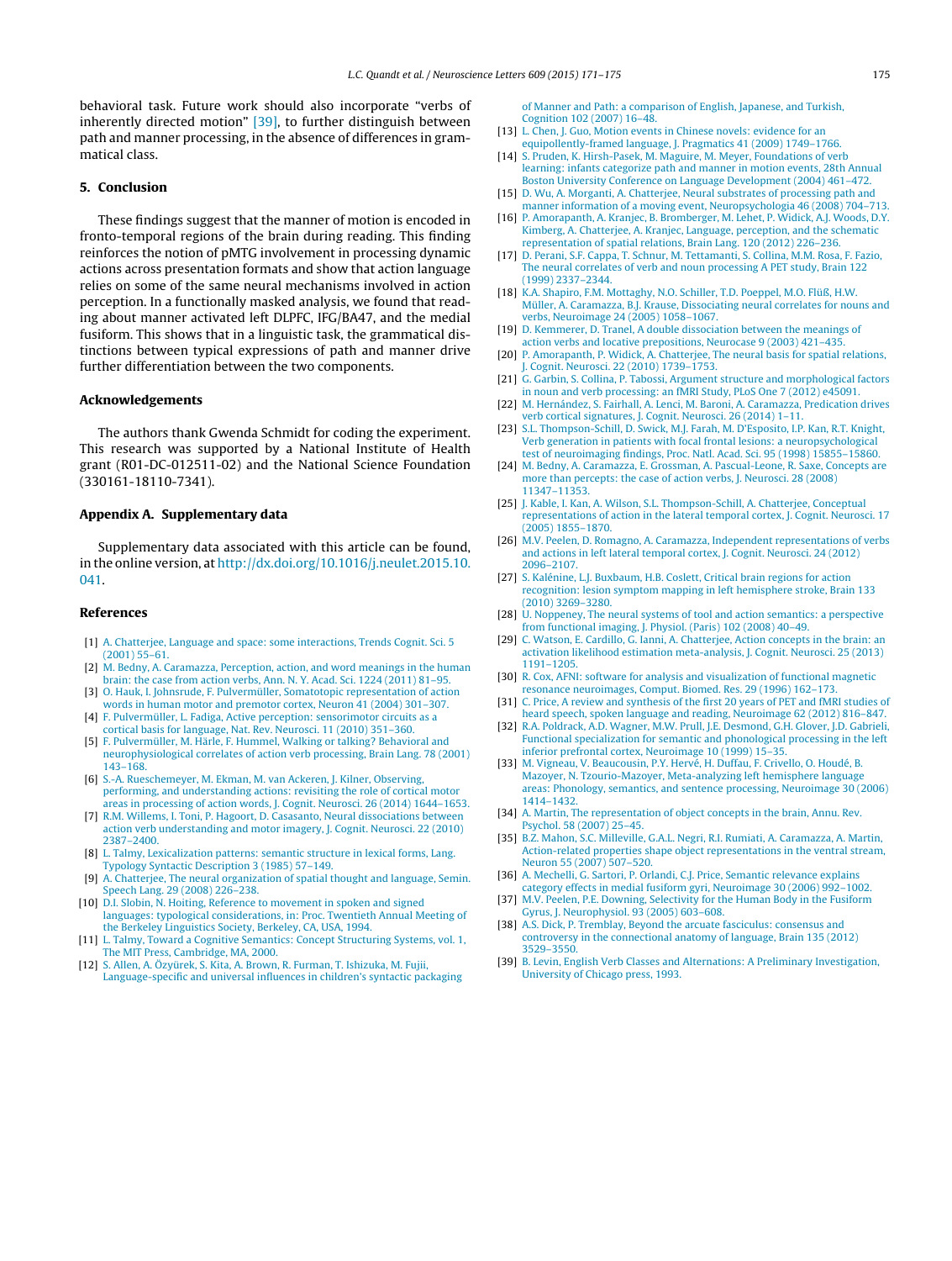behavioral task. Future work should also incorporate "verbs of inherently directed motion" [39], to further distinguish between path and manner processing, in the absence of differences in grammatical class.

## 5. Conclusion

These findings suggest that the manner of motion is encoded in fronto-temporal regions of the brain during reading. This finding reinforces the notion of pMTG involvement in processing dynamic actions across presentation formats and show that action language relies on some of the same neural mechanisms involved in action perception. In a functionally masked analysis, we found that reading about manner activated left DLPFC, IFG/BA47, and the medial fusiform. This shows that in a linguistic task, the grammatical distinctions between typical expressions of path and manner drive further differentiation between the two components.

## Acknowledgements

The authors thank Gwenda Schmidt for coding the experiment. This research was supported by a National Institute of Health grant (R01-DC-012511-02) and the National Science Foundation (330161-18110-7341).

## Appendix A. Supplementary data

Supplementary data associated with this article can be found, in the online version, at http://dx.doi.org/10.1016/j.neulet.2015.10.041.

## References

[1] A. Chatterjee, Language and space: some interactions, Trends Cognit. Sci. 5 (2001) 55–61.
[2] M. Bedny, A. Caramazza, Perception, action, and word meanings in the human brain: the case from action verbs, Ann. N. Y. Acad. Sci. 1224 (2011) 81–95.
[3] O. Hauk, I. Johnsrude, F. Pulvermüller, Somatotopic representation of action words in human motor and premotor cortex, Neuron 41 (2004) 301–307.
[4] F. Pulvermüller, L. Fadiga, Active perception: sensorimotor circuits as a cortical basis for language, Nat. Rev. Neurosci. 11 (2010) 351–360.
[5] F. Pulvermüller, M. Härle, F. Hummel, Walking or talking? Behavioral and neurophysiological correlates of action verb processing, Brain Lang. 78 (2001) 143–168.
[6] S.-A. Rueschemeyer, M. Ekman, M. van Ackeren, J. Kilner, Observing, performing, and understanding actions: revisiting the role of cortical motor areas in processing of action words, J. Cognit. Neurosci. 26 (2014) 1644–1653.
[7] R.M. Willems, I. Toni, P. Hagoort, D. Casasanto, Neural dissociations between action verb understanding and motor imagery, J. Cognit. Neurosci. 22 (2010) 2387–2400.
[8] L. Talmy, Lexicalization patterns: semantic structure in lexical forms, Lang. Typology Syntactic Description 3 (1985) 57–149.
[9] A. Chatterjee, The neural organization of spatial thought and language, Semin. Speech Lang. 29 (2008) 226–238.
[10] D.I. Slobin, N. Hoiting, Reference to movement in spoken and signed languages: typological considerations, in: Proc. Twentieth Annual Meeting of the Berkeley Linguistics Society, Berkeley, CA, USA, 1994.
[11] L. Talmy, Toward a Cognitive Semantics: Concept Structuring Systems, vol. 1, The MIT Press, Cambridge, MA, 2000.
[12] S. Allen, A. Özyürek, S. Kita, A. Brown, R. Furman, T. Ishizuka, M. Fujii, Language-specific and universal influences in children's syntactic packaging of Manner and Path: a comparison of English, Japanese, and Turkish, Cognition 102 (2007) 16–48.
[13] L. Chen, J. Guo, Motion events in Chinese novels: evidence for an equipollently-framed language, J. Pragmatics 41 (2009) 1749–1766.
[14] S. Pruden, K. Hirsh-Pasek, M. Maguire, M. Meyer, Foundations of verb learning: infants categorize path and manner in motion events, 28th Annual Boston University Conference on Language Development (2004) 461–472.
[15] D. Wu, A. Morganti, A. Chatterjee, Neural substrates of processing path and manner information of a moving event, Neuropsychologia 46 (2008) 704–713.
[16] P. Amorapanth, A. Kranjec, B. Bromberger, M. Lehet, P. Widick, A.J. Woods, D.Y. Kimberg, A. Chatterjee, A. Kranjec, Language, perception, and the schematic representation of spatial relations, Brain Lang. 120 (2012) 226–236.
[17] D. Perani, S.F. Cappa, T. Schnur, M. Tettamanti, S. Collina, M.M. Rosa, F. Fazio, The neural correlates of verb and noun processing A PET study, Brain 122 (1999) 2337–2344.
[18] K.A. Shapiro, F.M. Mottaghy, N.O. Schiller, T.D. Poeppel, M.O. Flüß, H.W. Müller, A. Caramazza, B.J. Krause, Dissociating neural correlates for nouns and verbs, Neuroimage 24 (2005) 1058–1067.
[19] D. Kemmerer, D. Tranel, A double dissociation between the meanings of action verbs and locative prepositions, Neurocase 9 (2003) 421–435.
[20] P. Amorapanth, P. Widick, A. Chatterjee, The neural basis for spatial relations, J. Cognit. Neurosci. 22 (2010) 1739–1753.
[21] G. Garbin, S. Collina, P. Tabossi, Argument structure and morphological factors in noun and verb processing: an fMRI Study, PLoS One 7 (2012) e45091.
[22] M. Hernández, S. Fairhall, A. Lenci, M. Baroni, A. Caramazza, Predication drives verb cortical signatures, J. Cognit. Neurosci. 26 (2014) 1–11.
[23] S.L. Thompson-Schill, D. Swick, M.J. Farah, M. D'Esposito, I.P. Kan, R.T. Knight, Verb generation in patients with focal frontal lesions: a neuropsychological test of neuroimaging findings, Proc. Natl. Acad. Sci. 95 (1998) 15855–15860.
[24] M. Bedny, A. Caramazza, E. Grossman, A. Pascual-Leone, R. Saxe, Concepts are more than percepts: the case of action verbs, J. Neurosci. 28 (2008) 11347–11353.
[25] J. Kable, I. Kan, A. Wilson, S.L. Thompson-Schill, A. Chatterjee, Conceptual representations of action in the lateral temporal cortex, J. Cognit. Neurosci. 17 (2005) 1855–1870.
[26] M.V. Peelen, D. Romagno, A. Caramazza, Independent representations of verbs and actions in left lateral temporal cortex, J. Cognit. Neurosci. 24 (2012) 2096–2107.
[27] S. Kalénine, L.J. Buxbaum, H.B. Coslett, Critical brain regions for action recognition: lesion symptom mapping in left hemisphere stroke, Brain 133 (2010) 3269–3280.
[28] U. Noppeney, The neural systems of tool and action semantics: a perspective from functional imaging, J. Physiol. (Paris) 102 (2008) 40–49.
[29] C. Watson, E. Cardillo, G. Ianni, A. Chatterjee, Action concepts in the brain: an activation likelihood estimation meta-analysis, J. Cognit. Neurosci. 25 (2013) 1191–1205.
[30] R. Cox, AFNI: software for analysis and visualization of functional magnetic resonance neuroimages, Comput. Biomed. Res. 29 (1996) 162–173.
[31] C. Price, A review and synthesis of the first 20 years of PET and fMRI studies of heard speech, spoken language and reading, Neuroimage 62 (2012) 816–847.
[32] R.A. Poldrack, A.D. Wagner, M.W. Prull, J.E. Desmond, G.H. Glover, J.D. Gabrieli, Functional specialization for semantic and phonological processing in the left inferior prefrontal cortex, Neuroimage 10 (1999) 15–35.
[33] M. Vigneau, V. Beaucousin, P.Y. Hervé, H. Duffau, F. Crivello, O. Houdé, B. Mazoyer, N. Tzourio-Mazoyer, Meta-analyzing left hemisphere language areas: Phonology, semantics, and sentence processing, Neuroimage 30 (2006) 1414–1432.
[34] A. Martin, The representation of object concepts in the brain, Annu. Rev. Psychol. 58 (2007) 25–45.
[35] B.Z. Mahon, S.C. Milleville, G.A.L. Negri, R.I. Rumiati, A. Caramazza, A. Martin, Action-related properties shape object representations in the ventral stream, Neuron 55 (2007) 507–520.
[36] A. Mechelli, G. Sartori, P. Orlandi, C.J. Price, Semantic relevance explains category effects in medial fusiform gyri, Neuroimage 30 (2006) 992–1002.
[37] M.V. Peelen, P.E. Downing, Selectivity for the Human Body in the Fusiform Gyrus, J. Neurophysiol. 93 (2005) 603–608.
[38] A.S. Dick, P. Tremblay, Beyond the arcuate fasciculus: consensus and controversy in the connectional anatomy of language, Brain 135 (2012) 3529–3550.
[39] B. Levin, English Verb Classes and Alternations: A Preliminary Investigation, University of Chicago press, 1993.